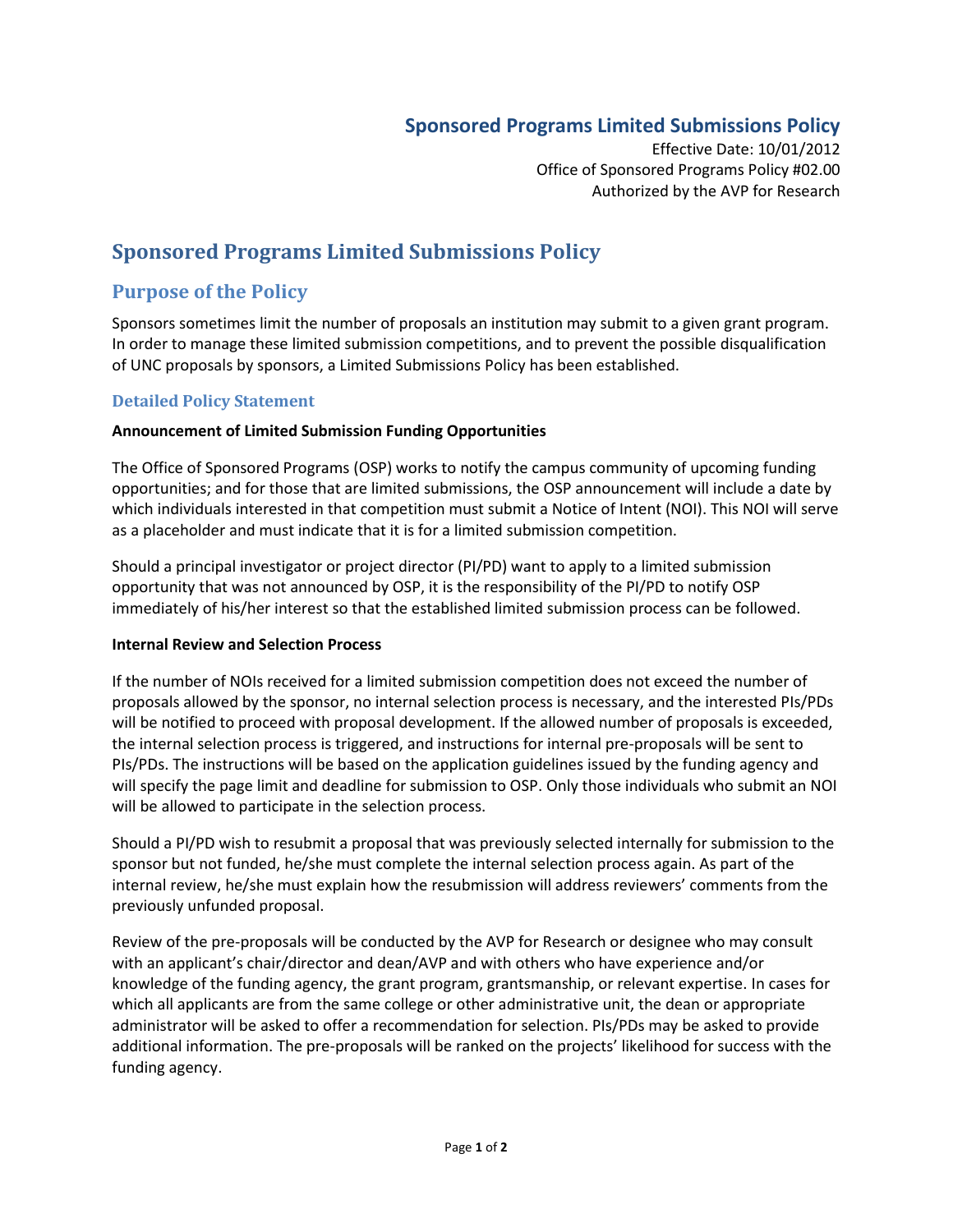## Sponsored Programs Limited Submissions Policy

Effective Date: 10/01/2012
Office of Sponsored Programs Policy #02.00
Authorized by the AVP for Research

# Sponsored Programs Limited Submissions Policy

## Purpose of the Policy

Sponsors sometimes limit the number of proposals an institution may submit to a given grant program. In order to manage these limited submission competitions, and to prevent the possible disqualification of UNC proposals by sponsors, a Limited Submissions Policy has been established.

### Detailed Policy Statement

**Announcement of Limited Submission Funding Opportunities**

The Office of Sponsored Programs (OSP) works to notify the campus community of upcoming funding opportunities; and for those that are limited submissions, the OSP announcement will include a date by which individuals interested in that competition must submit a Notice of Intent (NOI). This NOI will serve as a placeholder and must indicate that it is for a limited submission competition.

Should a principal investigator or project director (PI/PD) want to apply to a limited submission opportunity that was not announced by OSP, it is the responsibility of the PI/PD to notify OSP immediately of his/her interest so that the established limited submission process can be followed.

**Internal Review and Selection Process**

If the number of NOIs received for a limited submission competition does not exceed the number of proposals allowed by the sponsor, no internal selection process is necessary, and the interested PIs/PDs will be notified to proceed with proposal development. If the allowed number of proposals is exceeded, the internal selection process is triggered, and instructions for internal pre-proposals will be sent to PIs/PDs. The instructions will be based on the application guidelines issued by the funding agency and will specify the page limit and deadline for submission to OSP. Only those individuals who submit an NOI will be allowed to participate in the selection process.

Should a PI/PD wish to resubmit a proposal that was previously selected internally for submission to the sponsor but not funded, he/she must complete the internal selection process again. As part of the internal review, he/she must explain how the resubmission will address reviewers' comments from the previously unfunded proposal.

Review of the pre-proposals will be conducted by the AVP for Research or designee who may consult with an applicant's chair/director and dean/AVP and with others who have experience and/or knowledge of the funding agency, the grant program, grantsmanship, or relevant expertise. In cases for which all applicants are from the same college or other administrative unit, the dean or appropriate administrator will be asked to offer a recommendation for selection. PIs/PDs may be asked to provide additional information. The pre-proposals will be ranked on the projects' likelihood for success with the funding agency.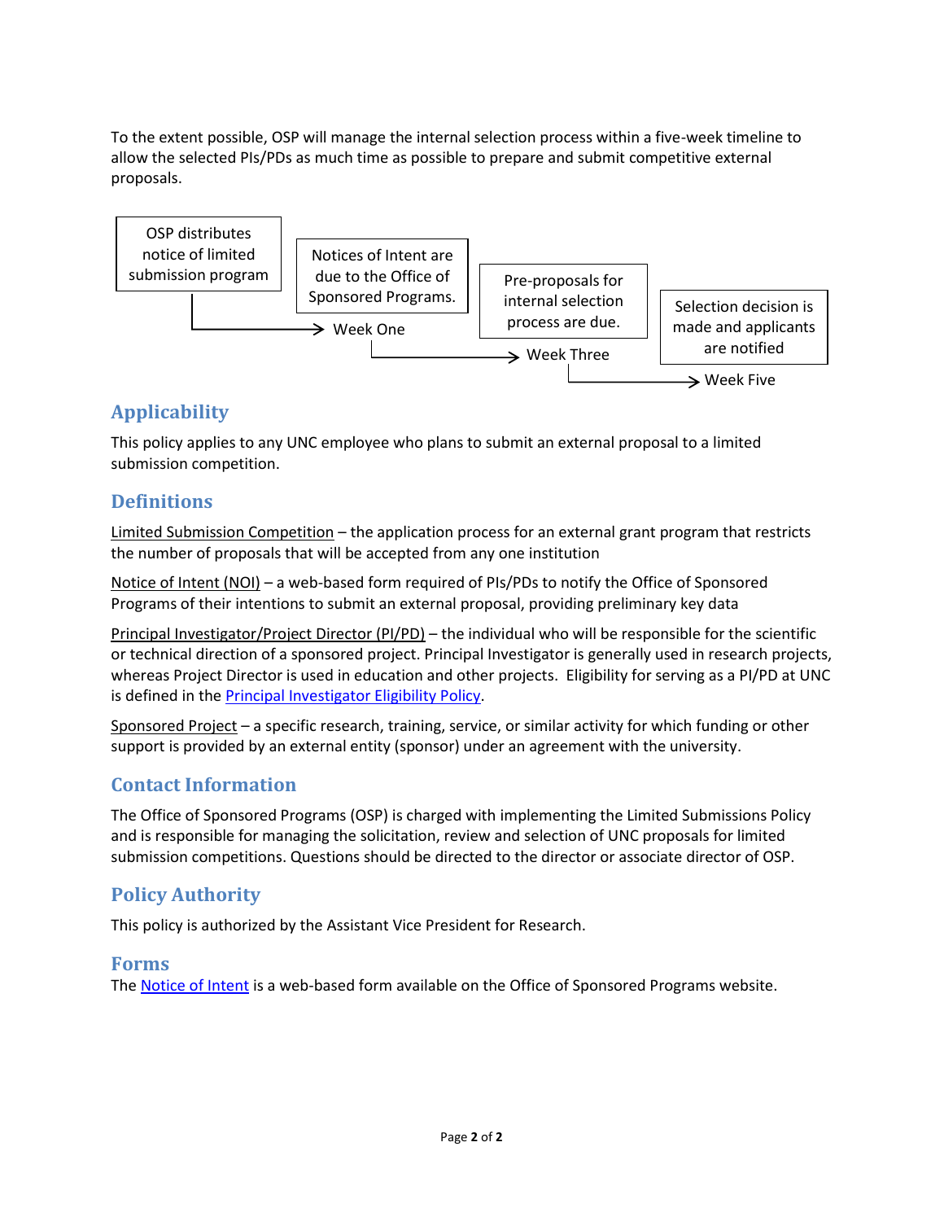To the extent possible, OSP will manage the internal selection process within a five-week timeline to allow the selected PIs/PDs as much time as possible to prepare and submit competitive external proposals.

OSP distributes notice of limited submission program

→ Week One

Notices of Intent are due to the Office of Sponsored Programs.

→ Week Three

Pre-proposals for internal selection process are due.

→ Week Five

Selection decision is made and applicants are notified

## Applicability

This policy applies to any UNC employee who plans to submit an external proposal to a limited submission competition.

## Definitions

Limited Submission Competition – the application process for an external grant program that restricts the number of proposals that will be accepted from any one institution

Notice of Intent (NOI) – a web-based form required of PIs/PDs to notify the Office of Sponsored Programs of their intentions to submit an external proposal, providing preliminary key data

Principal Investigator/Project Director (PI/PD) – the individual who will be responsible for the scientific or technical direction of a sponsored project. Principal Investigator is generally used in research projects, whereas Project Director is used in education and other projects. Eligibility for serving as a PI/PD at UNC is defined in the Principal Investigator Eligibility Policy.

Sponsored Project – a specific research, training, service, or similar activity for which funding or other support is provided by an external entity (sponsor) under an agreement with the university.

## Contact Information

The Office of Sponsored Programs (OSP) is charged with implementing the Limited Submissions Policy and is responsible for managing the solicitation, review and selection of UNC proposals for limited submission competitions. Questions should be directed to the director or associate director of OSP.

## Policy Authority

This policy is authorized by the Assistant Vice President for Research.

## Forms

The Notice of Intent is a web-based form available on the Office of Sponsored Programs website.